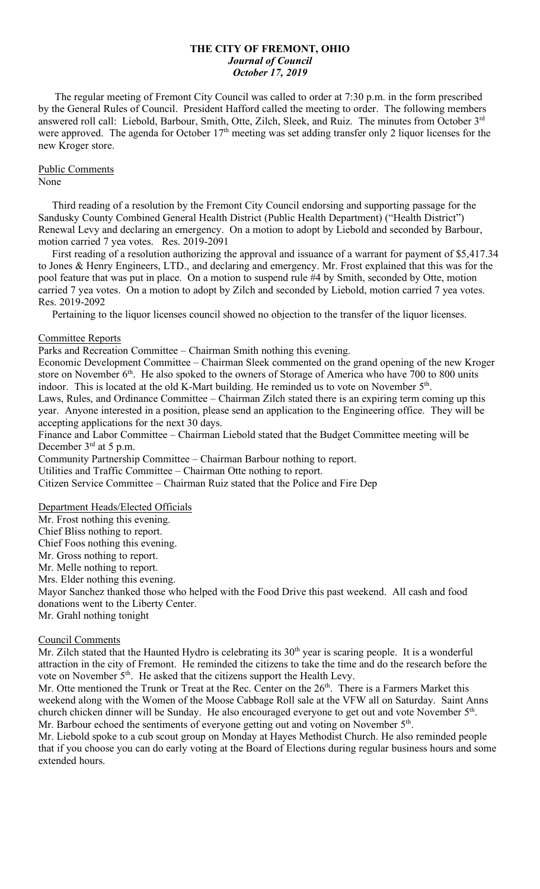**THE CITY OF FREMONT, OHIO**
***Journal of Council***
***October 17, 2019***

The regular meeting of Fremont City Council was called to order at 7:30 p.m. in the form prescribed by the General Rules of Council. President Hafford called the meeting to order. The following members answered roll call: Liebold, Barbour, Smith, Otte, Zilch, Sleek, and Ruiz. The minutes from October 3rd were approved. The agenda for October 17th meeting was set adding transfer only 2 liquor licenses for the new Kroger store.

Public Comments
None

Third reading of a resolution by the Fremont City Council endorsing and supporting passage for the Sandusky County Combined General Health District (Public Health Department) ("Health District") Renewal Levy and declaring an emergency. On a motion to adopt by Liebold and seconded by Barbour, motion carried 7 yea votes. Res. 2019-2091

First reading of a resolution authorizing the approval and issuance of a warrant for payment of $5,417.34 to Jones & Henry Engineers, LTD., and declaring and emergency. Mr. Frost explained that this was for the pool feature that was put in place. On a motion to suspend rule #4 by Smith, seconded by Otte, motion carried 7 yea votes. On a motion to adopt by Zilch and seconded by Liebold, motion carried 7 yea votes. Res. 2019-2092

Pertaining to the liquor licenses council showed no objection to the transfer of the liquor licenses.

Committee Reports

Parks and Recreation Committee – Chairman Smith nothing this evening.

Economic Development Committee – Chairman Sleek commented on the grand opening of the new Kroger store on November 6th. He also spoked to the owners of Storage of America who have 700 to 800 units indoor. This is located at the old K-Mart building. He reminded us to vote on November 5th.

Laws, Rules, and Ordinance Committee – Chairman Zilch stated there is an expiring term coming up this year. Anyone interested in a position, please send an application to the Engineering office. They will be accepting applications for the next 30 days.

Finance and Labor Committee – Chairman Liebold stated that the Budget Committee meeting will be December 3rd at 5 p.m.

Community Partnership Committee – Chairman Barbour nothing to report.

Utilities and Traffic Committee – Chairman Otte nothing to report.

Citizen Service Committee – Chairman Ruiz stated that the Police and Fire Dep

Department Heads/Elected Officials

Mr. Frost nothing this evening.
Chief Bliss nothing to report.
Chief Foos nothing this evening.
Mr. Gross nothing to report.
Mr. Melle nothing to report.
Mrs. Elder nothing this evening.
Mayor Sanchez thanked those who helped with the Food Drive this past weekend. All cash and food donations went to the Liberty Center.
Mr. Grahl nothing tonight

Council Comments

Mr. Zilch stated that the Haunted Hydro is celebrating its 30th year is scaring people. It is a wonderful attraction in the city of Fremont. He reminded the citizens to take the time and do the research before the vote on November 5th. He asked that the citizens support the Health Levy.

Mr. Otte mentioned the Trunk or Treat at the Rec. Center on the 26th. There is a Farmers Market this weekend along with the Women of the Moose Cabbage Roll sale at the VFW all on Saturday. Saint Anns church chicken dinner will be Sunday. He also encouraged everyone to get out and vote November 5th.

Mr. Barbour echoed the sentiments of everyone getting out and voting on November 5th.

Mr. Liebold spoke to a cub scout group on Monday at Hayes Methodist Church. He also reminded people that if you choose you can do early voting at the Board of Elections during regular business hours and some extended hours.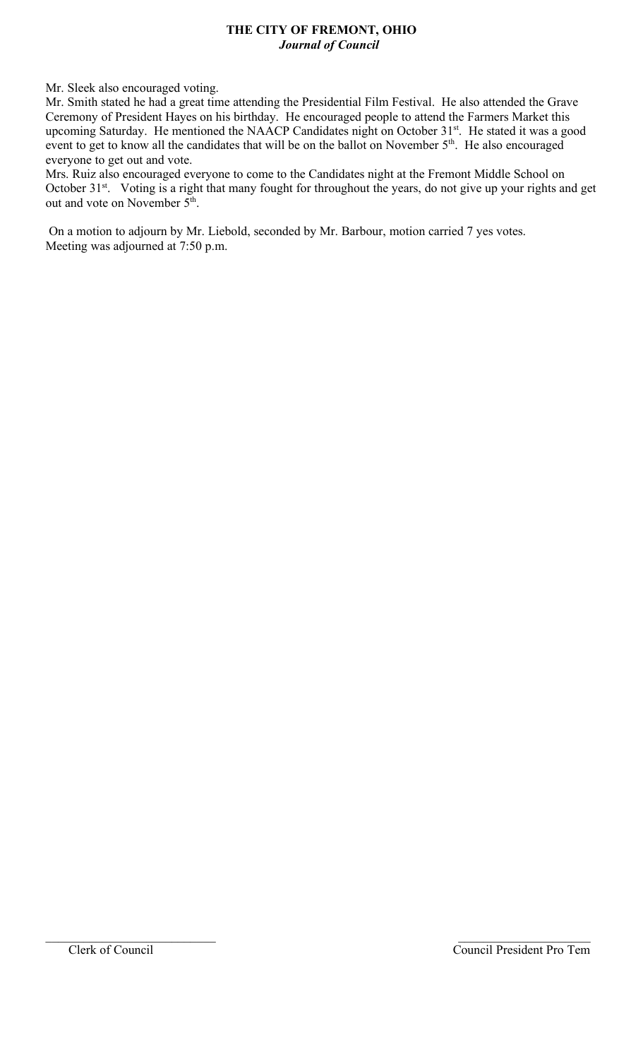Mr. Sleek also encouraged voting.

Mr. Smith stated he had a great time attending the Presidential Film Festival. He also attended the Grave Ceremony of President Hayes on his birthday. He encouraged people to attend the Farmers Market this upcoming Saturday. He mentioned the NAACP Candidates night on October 31st. He stated it was a good event to get to know all the candidates that will be on the ballot on November 5th. He also encouraged everyone to get out and vote.

Mrs. Ruiz also encouraged everyone to come to the Candidates night at the Fremont Middle School on October 31st. Voting is a right that many fought for throughout the years, do not give up your rights and get out and vote on November 5th.

On a motion to adjourn by Mr. Liebold, seconded by Mr. Barbour, motion carried 7 yes votes.
Meeting was adjourned at 7:50 p.m.

\_\_\_\_\_\_\_\_\_\_\_\_\_\_\_\_\_\_\_\_\_\_\_\_\_\_\_\_
Clerk of Council

\_\_\_\_\_\_\_\_\_\_\_\_\_\_\_\_\_\_\_\_\_\_\_\_\_\_\_\_
Council President Pro Tem